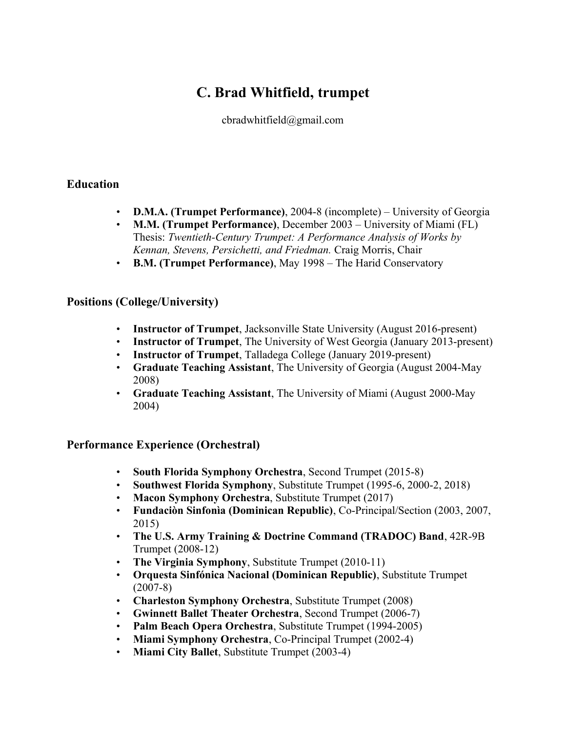# C. Brad Whitfield, trumpet

cbradwhitfield@gmail.com

## Education

- **D.M.A. (Trumpet Performance)**, 2004-8 (incomplete) – University of Georgia
- **M.M. (Trumpet Performance)**, December 2003 – University of Miami (FL)
  Thesis: *Twentieth-Century Trumpet: A Performance Analysis of Works by Kennan, Stevens, Persichetti, and Friedman.* Craig Morris, Chair
- **B.M. (Trumpet Performance)**, May 1998 – The Harid Conservatory

## Positions (College/University)

- **Instructor of Trumpet**, Jacksonville State University (August 2016-present)
- **Instructor of Trumpet**, The University of West Georgia (January 2013-present)
- **Instructor of Trumpet**, Talladega College (January 2019-present)
- **Graduate Teaching Assistant**, The University of Georgia (August 2004-May 2008)
- **Graduate Teaching Assistant**, The University of Miami (August 2000-May 2004)

## Performance Experience (Orchestral)

- **South Florida Symphony Orchestra**, Second Trumpet (2015-8)
- **Southwest Florida Symphony**, Substitute Trumpet (1995-6, 2000-2, 2018)
- **Macon Symphony Orchestra**, Substitute Trumpet (2017)
- **Fundaciòn Sinfonìa (Dominican Republic)**, Co-Principal/Section (2003, 2007, 2015)
- **The U.S. Army Training & Doctrine Command (TRADOC) Band**, 42R-9B Trumpet (2008-12)
- **The Virginia Symphony**, Substitute Trumpet (2010-11)
- **Orquesta Sinfónica Nacional (Dominican Republic)**, Substitute Trumpet (2007-8)
- **Charleston Symphony Orchestra**, Substitute Trumpet (2008)
- **Gwinnett Ballet Theater Orchestra**, Second Trumpet (2006-7)
- **Palm Beach Opera Orchestra**, Substitute Trumpet (1994-2005)
- **Miami Symphony Orchestra**, Co-Principal Trumpet (2002-4)
- **Miami City Ballet**, Substitute Trumpet (2003-4)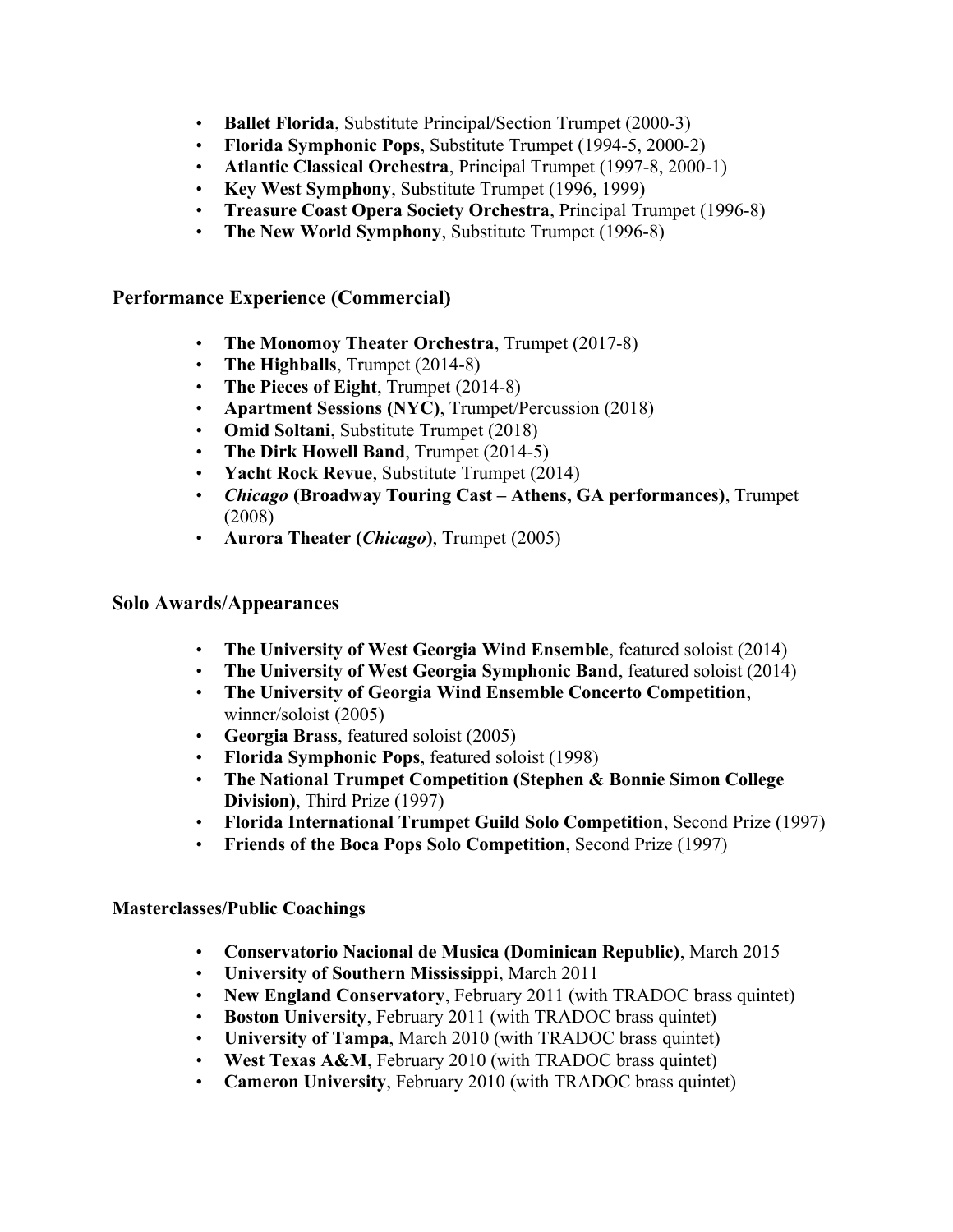- **Ballet Florida**, Substitute Principal/Section Trumpet (2000-3)
- **Florida Symphonic Pops**, Substitute Trumpet (1994-5, 2000-2)
- **Atlantic Classical Orchestra**, Principal Trumpet (1997-8, 2000-1)
- **Key West Symphony**, Substitute Trumpet (1996, 1999)
- **Treasure Coast Opera Society Orchestra**, Principal Trumpet (1996-8)
- **The New World Symphony**, Substitute Trumpet (1996-8)

## Performance Experience (Commercial)

- **The Monomoy Theater Orchestra**, Trumpet (2017-8)
- **The Highballs**, Trumpet (2014-8)
- **The Pieces of Eight**, Trumpet (2014-8)
- **Apartment Sessions (NYC)**, Trumpet/Percussion (2018)
- **Omid Soltani**, Substitute Trumpet (2018)
- **The Dirk Howell Band**, Trumpet (2014-5)
- **Yacht Rock Revue**, Substitute Trumpet (2014)
- ***Chicago* (Broadway Touring Cast – Athens, GA performances)**, Trumpet (2008)
- **Aurora Theater (*Chicago*)**, Trumpet (2005)

## Solo Awards/Appearances

- **The University of West Georgia Wind Ensemble**, featured soloist (2014)
- **The University of West Georgia Symphonic Band**, featured soloist (2014)
- **The University of Georgia Wind Ensemble Concerto Competition**, winner/soloist (2005)
- **Georgia Brass**, featured soloist (2005)
- **Florida Symphonic Pops**, featured soloist (1998)
- **The National Trumpet Competition (Stephen & Bonnie Simon College Division)**, Third Prize (1997)
- **Florida International Trumpet Guild Solo Competition**, Second Prize (1997)
- **Friends of the Boca Pops Solo Competition**, Second Prize (1997)

### Masterclasses/Public Coachings

- **Conservatorio Nacional de Musica (Dominican Republic)**, March 2015
- **University of Southern Mississippi**, March 2011
- **New England Conservatory**, February 2011 (with TRADOC brass quintet)
- **Boston University**, February 2011 (with TRADOC brass quintet)
- **University of Tampa**, March 2010 (with TRADOC brass quintet)
- **West Texas A&M**, February 2010 (with TRADOC brass quintet)
- **Cameron University**, February 2010 (with TRADOC brass quintet)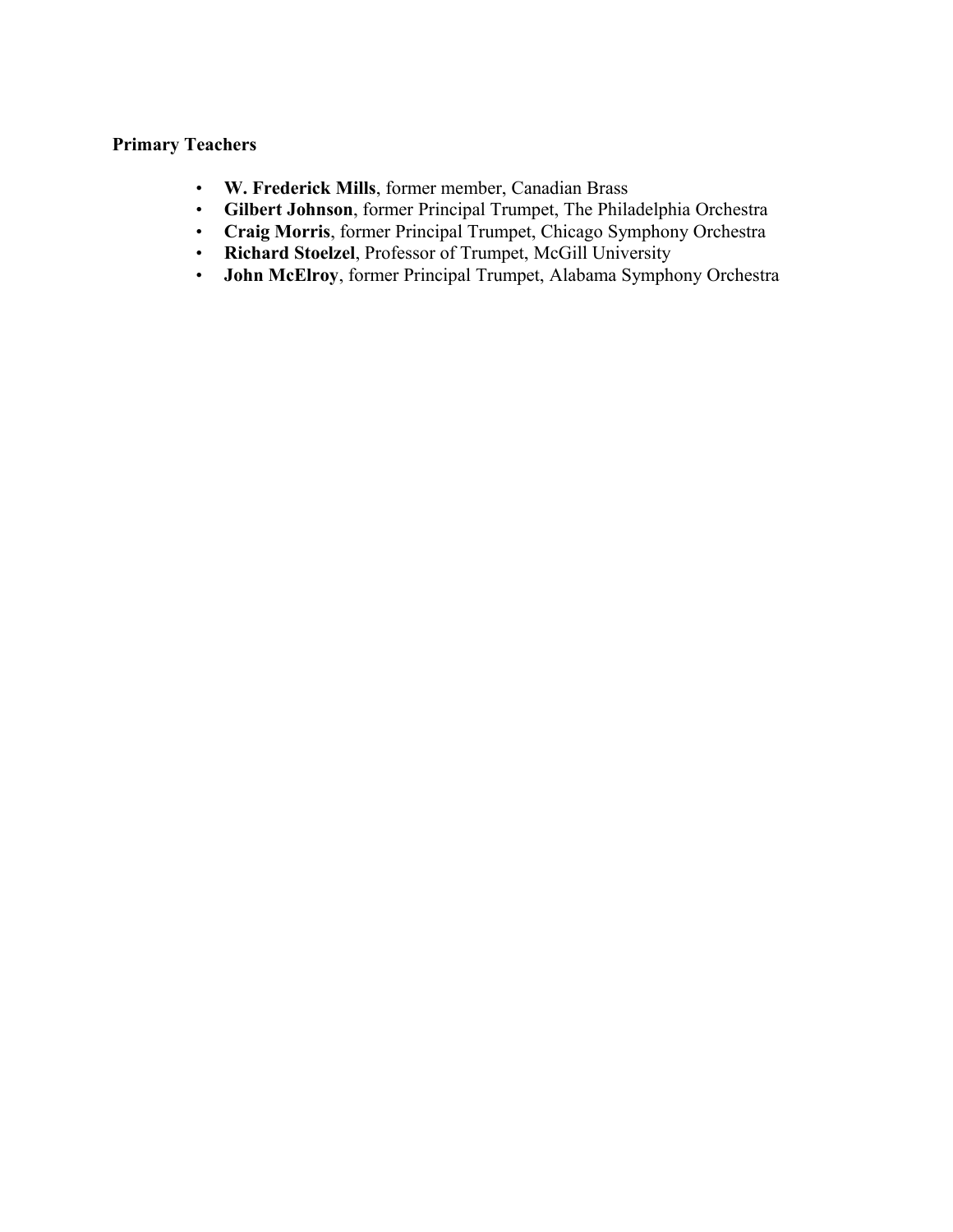**Primary Teachers**

- **W. Frederick Mills**, former member, Canadian Brass
- **Gilbert Johnson**, former Principal Trumpet, The Philadelphia Orchestra
- **Craig Morris**, former Principal Trumpet, Chicago Symphony Orchestra
- **Richard Stoelzel**, Professor of Trumpet, McGill University
- **John McElroy**, former Principal Trumpet, Alabama Symphony Orchestra